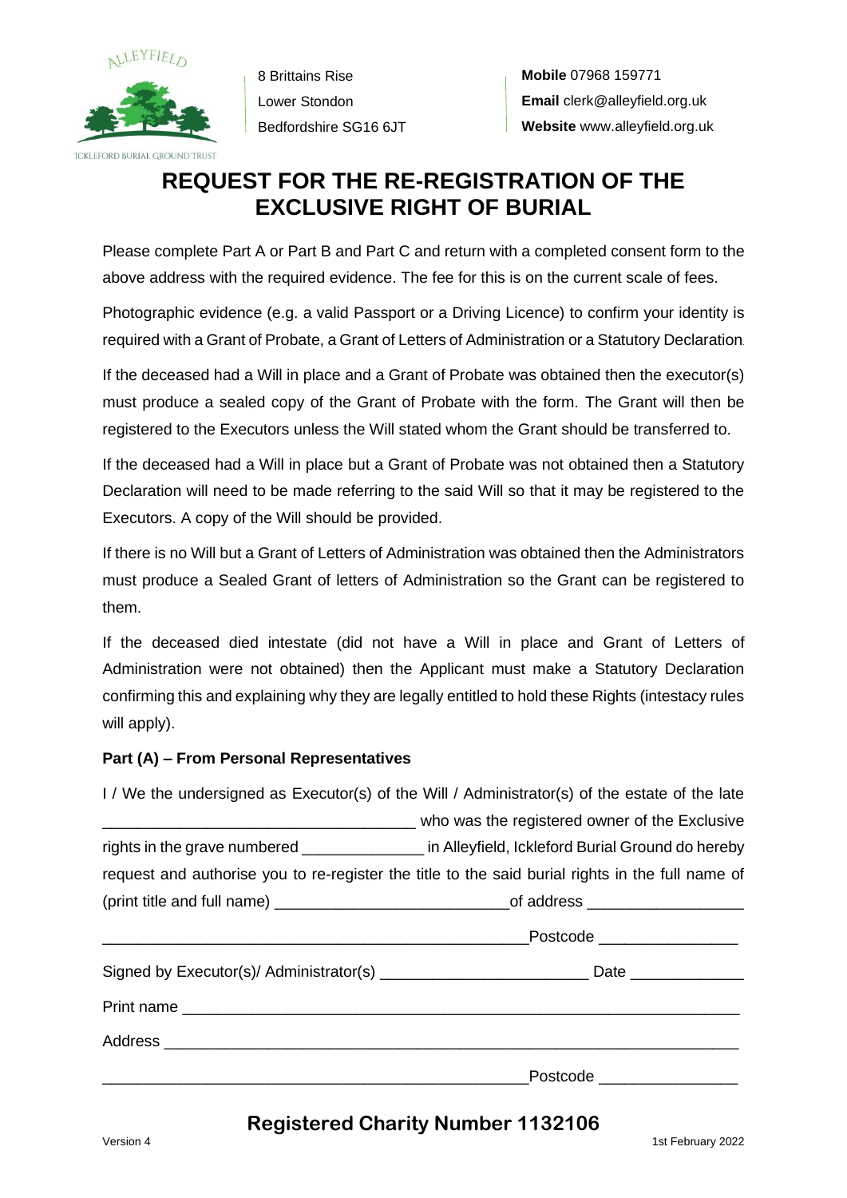ALLEYFIELD

ICKLEFORD BURIAL GROUND TRUST

8 Brittains Rise
Lower Stondon
Bedfordshire SG16 6JT

**Mobile** 07968 159771
**Email** clerk@alleyfield.org.uk
**Website** www.alleyfield.org.uk

# REQUEST FOR THE RE-REGISTRATION OF THE EXCLUSIVE RIGHT OF BURIAL

Please complete Part A or Part B and Part C and return with a completed consent form to the above address with the required evidence. The fee for this is on the current scale of fees.

Photographic evidence (e.g. a valid Passport or a Driving Licence) to confirm your identity is required with a Grant of Probate, a Grant of Letters of Administration or a Statutory Declaration.

If the deceased had a Will in place and a Grant of Probate was obtained then the executor(s) must produce a sealed copy of the Grant of Probate with the form. The Grant will then be registered to the Executors unless the Will stated whom the Grant should be transferred to.

If the deceased had a Will in place but a Grant of Probate was not obtained then a Statutory Declaration will need to be made referring to the said Will so that it may be registered to the Executors. A copy of the Will should be provided.

If there is no Will but a Grant of Letters of Administration was obtained then the Administrators must produce a Sealed Grant of letters of Administration so the Grant can be registered to them.

If the deceased died intestate (did not have a Will in place and Grant of Letters of Administration were not obtained) then the Applicant must make a Statutory Declaration confirming this and explaining why they are legally entitled to hold these Rights (intestacy rules will apply).

**Part (A) – From Personal Representatives**

I / We the undersigned as Executor(s) of the Will / Administrator(s) of the estate of the late ___________________________________ who was the registered owner of the Exclusive rights in the grave numbered ______________ in Alleyfield, Ickleford Burial Ground do hereby request and authorise you to re-register the title to the said burial rights in the full name of (print title and full name) ___________________________of address __________________

_________________________________________________Postcode ________________

Signed by Executor(s)/ Administrator(s) ________________________ Date _____________

Print name ______________________________________________________________

Address ________________________________________________________________

_________________________________________________Postcode ________________

**Registered Charity Number 1132106**

Version 4

1st February 2022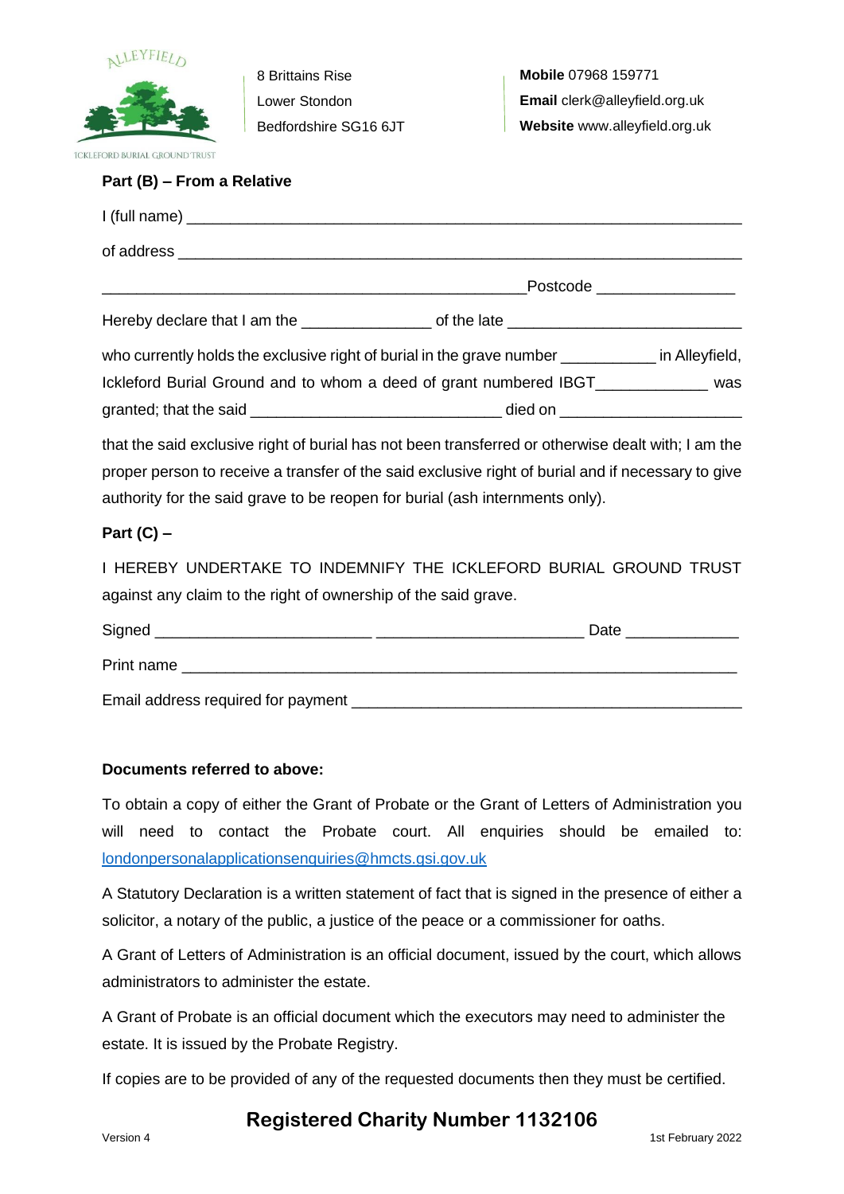8 Brittains Rise
Lower Stondon
Bedfordshire SG16 6JT

**Mobile** 07968 159771
**Email** clerk@alleyfield.org.uk
**Website** www.alleyfield.org.uk

**Part (B) – From a Relative**

I (full name) ______________________________________________________________

of address ________________________________________________________________

_______________________________________________Postcode _______________

Hereby declare that I am the ______________ of the late _________________________

who currently holds the exclusive right of burial in the grave number __________ in Alleyfield, Ickleford Burial Ground and to whom a deed of grant numbered IBGT____________ was granted; that the said ____________________________ died on ____________________

that the said exclusive right of burial has not been transferred or otherwise dealt with; I am the proper person to receive a transfer of the said exclusive right of burial and if necessary to give authority for the said grave to be reopen for burial (ash internments only).

**Part (C) –**

I HEREBY UNDERTAKE TO INDEMNIFY THE ICKLEFORD BURIAL GROUND TRUST against any claim to the right of ownership of the said grave.

Signed ________________________ _______________________ Date ____________

Print name _____________________________________________________________

Email address required for payment __________________________________________

**Documents referred to above:**

To obtain a copy of either the Grant of Probate or the Grant of Letters of Administration you will need to contact the Probate court. All enquiries should be emailed to: londonpersonalapplicationsenquiries@hmcts.gsi.gov.uk

A Statutory Declaration is a written statement of fact that is signed in the presence of either a solicitor, a notary of the public, a justice of the peace or a commissioner for oaths.

A Grant of Letters of Administration is an official document, issued by the court, which allows administrators to administer the estate.

A Grant of Probate is an official document which the executors may need to administer the estate. It is issued by the Probate Registry.

If copies are to be provided of any of the requested documents then they must be certified.

**Registered Charity Number 1132106**

Version 4 1st February 2022